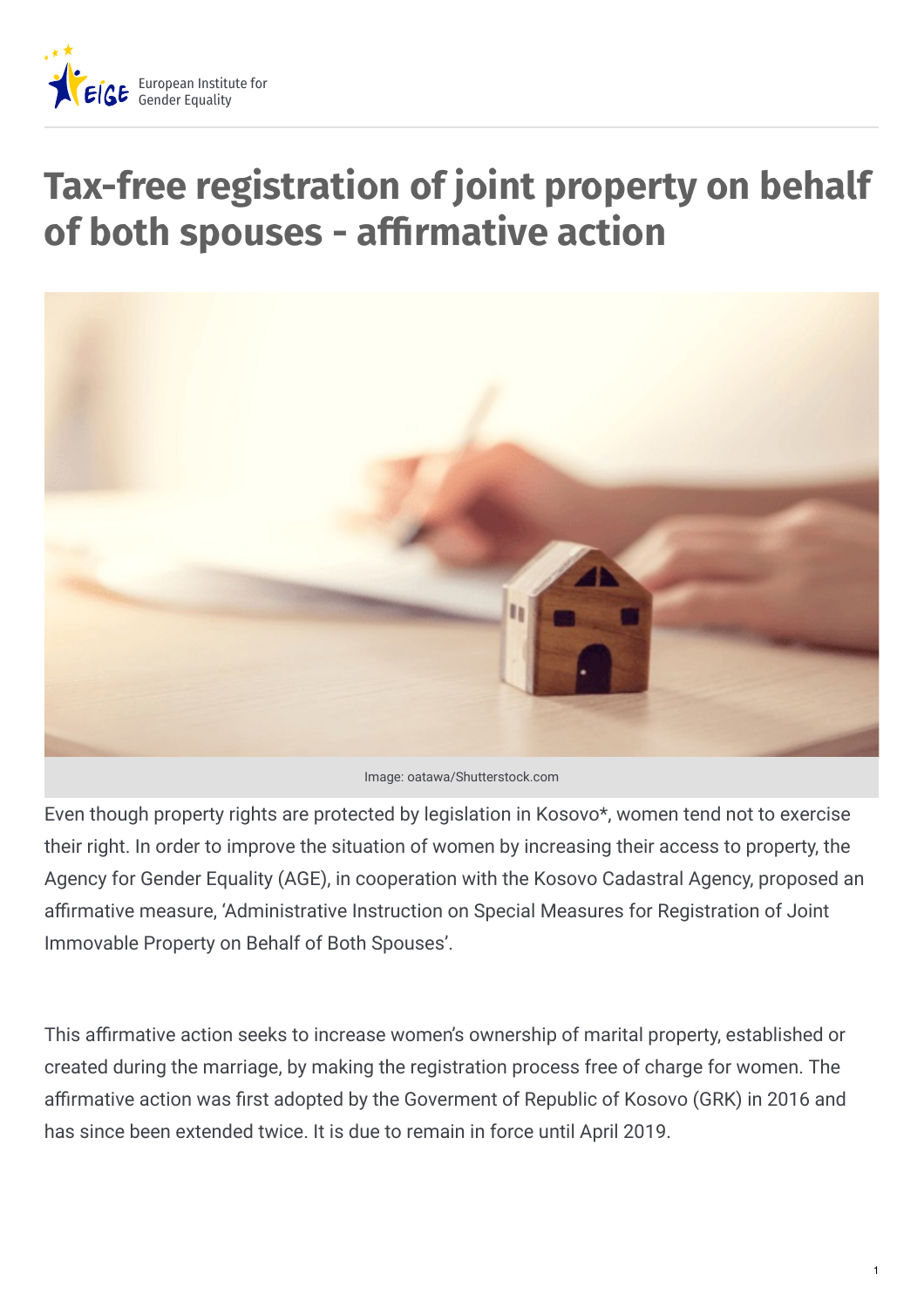# Tax-free registration of joint property on behalf of both spouses - affirmative action

Image: oatawa/Shutterstock.com

Even though property rights are protected by legislation in Kosovo*, women tend not to exercise their right. In order to improve the situation of women by increasing their access to property, the Agency for Gender Equality (AGE), in cooperation with the Kosovo Cadastral Agency, proposed an affirmative measure, 'Administrative Instruction on Special Measures for Registration of Joint Immovable Property on Behalf of Both Spouses'.

This affirmative action seeks to increase women's ownership of marital property, established or created during the marriage, by making the registration process free of charge for women. The affirmative action was first adopted by the Goverment of Republic of Kosovo (GRK) in 2016 and has since been extended twice. It is due to remain in force until April 2019.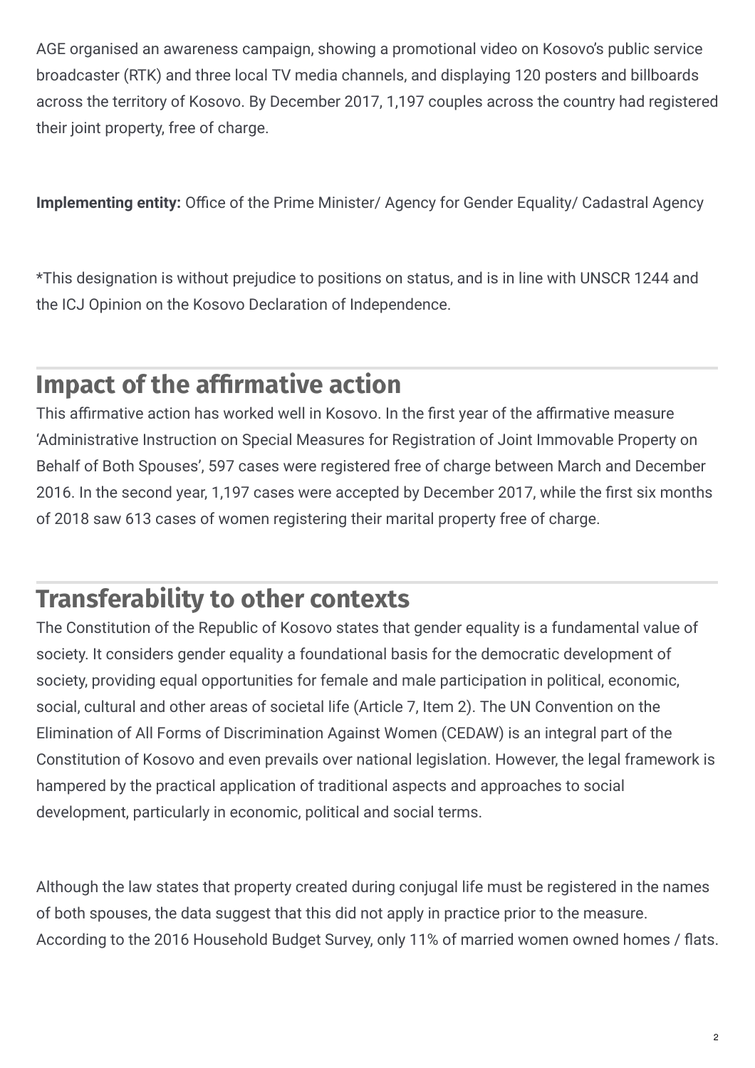AGE organised an awareness campaign, showing a promotional video on Kosovo's public service broadcaster (RTK) and three local TV media channels, and displaying 120 posters and billboards across the territory of Kosovo. By December 2017, 1,197 couples across the country had registered their joint property, free of charge.

**Implementing entity:** Office of the Prime Minister/ Agency for Gender Equality/ Cadastral Agency

*This designation is without prejudice to positions on status, and is in line with UNSCR 1244 and the ICJ Opinion on the Kosovo Declaration of Independence.

## Impact of the affirmative action

This affirmative action has worked well in Kosovo. In the first year of the affirmative measure 'Administrative Instruction on Special Measures for Registration of Joint Immovable Property on Behalf of Both Spouses', 597 cases were registered free of charge between March and December 2016. In the second year, 1,197 cases were accepted by December 2017, while the first six months of 2018 saw 613 cases of women registering their marital property free of charge.

## Transferability to other contexts

The Constitution of the Republic of Kosovo states that gender equality is a fundamental value of society. It considers gender equality a foundational basis for the democratic development of society, providing equal opportunities for female and male participation in political, economic, social, cultural and other areas of societal life (Article 7, Item 2). The UN Convention on the Elimination of All Forms of Discrimination Against Women (CEDAW) is an integral part of the Constitution of Kosovo and even prevails over national legislation. However, the legal framework is hampered by the practical application of traditional aspects and approaches to social development, particularly in economic, political and social terms.

Although the law states that property created during conjugal life must be registered in the names of both spouses, the data suggest that this did not apply in practice prior to the measure. According to the 2016 Household Budget Survey, only 11% of married women owned homes / flats.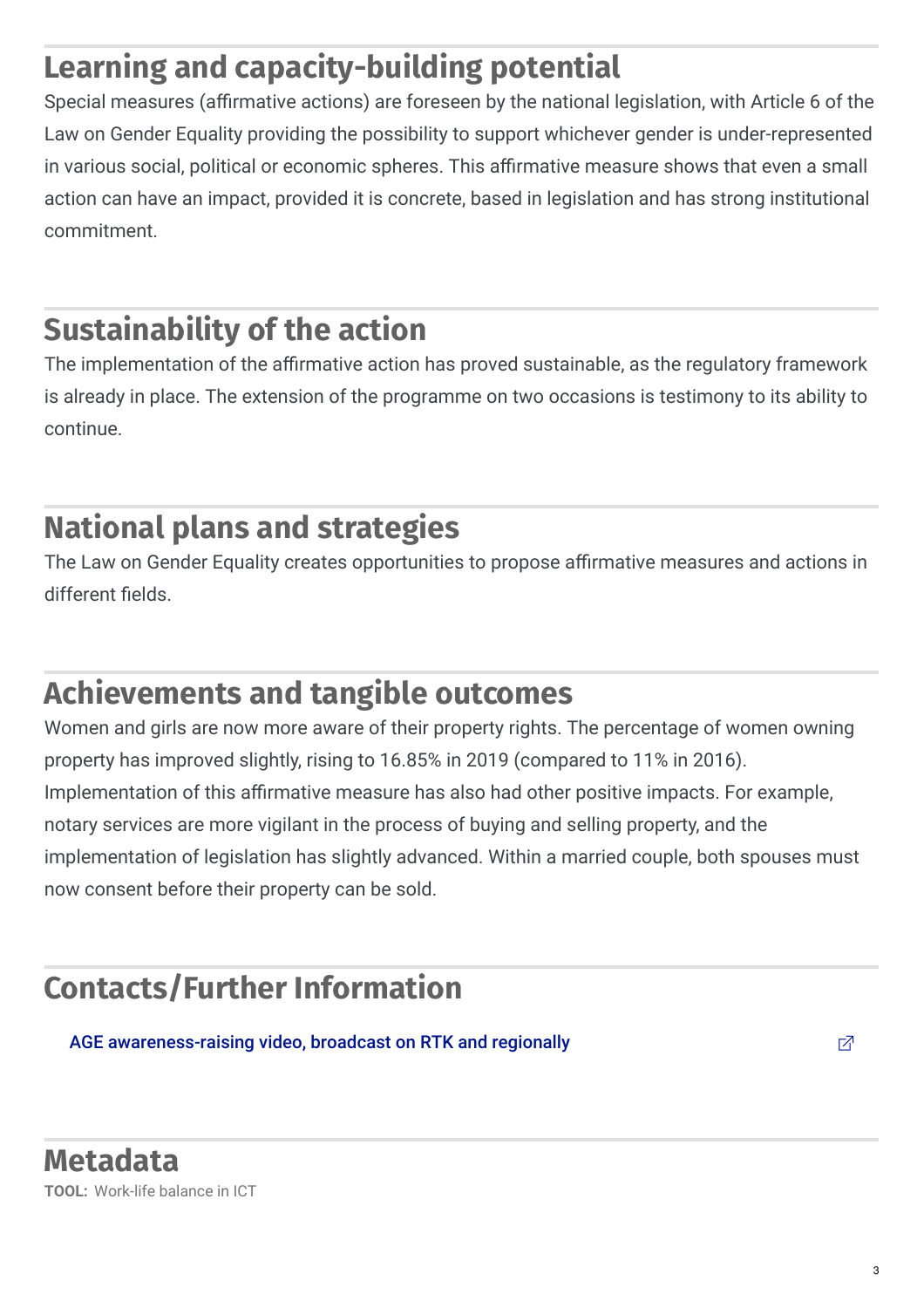## Learning and capacity-building potential

Special measures (affirmative actions) are foreseen by the national legislation, with Article 6 of the Law on Gender Equality providing the possibility to support whichever gender is under-represented in various social, political or economic spheres. This affirmative measure shows that even a small action can have an impact, provided it is concrete, based in legislation and has strong institutional commitment.

## Sustainability of the action

The implementation of the affirmative action has proved sustainable, as the regulatory framework is already in place. The extension of the programme on two occasions is testimony to its ability to continue.

## National plans and strategies

The Law on Gender Equality creates opportunities to propose affirmative measures and actions in different fields.

## Achievements and tangible outcomes

Women and girls are now more aware of their property rights. The percentage of women owning property has improved slightly, rising to 16.85% in 2019 (compared to 11% in 2016). Implementation of this affirmative measure has also had other positive impacts. For example, notary services are more vigilant in the process of buying and selling property, and the implementation of legislation has slightly advanced. Within a married couple, both spouses must now consent before their property can be sold.

## Contacts/Further Information

- AGE awareness-raising video, broadcast on RTK and regionally

## Metadata

**TOOL:** Work-life balance in ICT